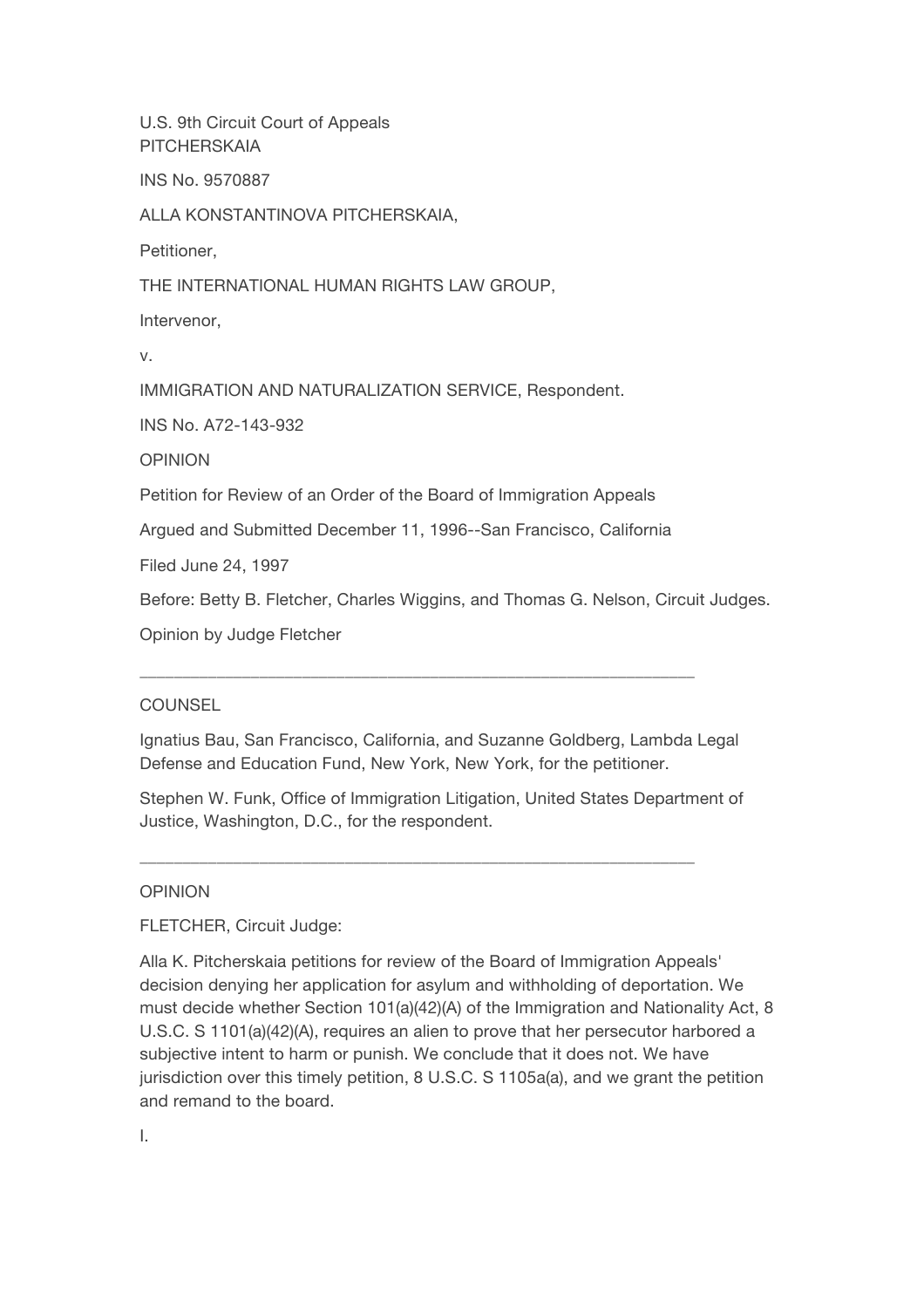U.S. 9th Circuit Court of Appeals
PITCHERSKAIA

INS No. 9570887

ALLA KONSTANTINOVA PITCHERSKAIA,

Petitioner,

THE INTERNATIONAL HUMAN RIGHTS LAW GROUP,

Intervenor,

v.

IMMIGRATION AND NATURALIZATION SERVICE, Respondent.

INS No. A72-143-932

OPINION

Petition for Review of an Order of the Board of Immigration Appeals

Argued and Submitted December 11, 1996--San Francisco, California

Filed June 24, 1997

Before: Betty B. Fletcher, Charles Wiggins, and Thomas G. Nelson, Circuit Judges.

Opinion by Judge Fletcher

---

COUNSEL

Ignatius Bau, San Francisco, California, and Suzanne Goldberg, Lambda Legal Defense and Education Fund, New York, New York, for the petitioner.

Stephen W. Funk, Office of Immigration Litigation, United States Department of Justice, Washington, D.C., for the respondent.

---

OPINION

FLETCHER, Circuit Judge:

Alla K. Pitcherskaia petitions for review of the Board of Immigration Appeals' decision denying her application for asylum and withholding of deportation. We must decide whether Section 101(a)(42)(A) of the Immigration and Nationality Act, 8 U.S.C. S 1101(a)(42)(A), requires an alien to prove that her persecutor harbored a subjective intent to harm or punish. We conclude that it does not. We have jurisdiction over this timely petition, 8 U.S.C. S 1105a(a), and we grant the petition and remand to the board.

I.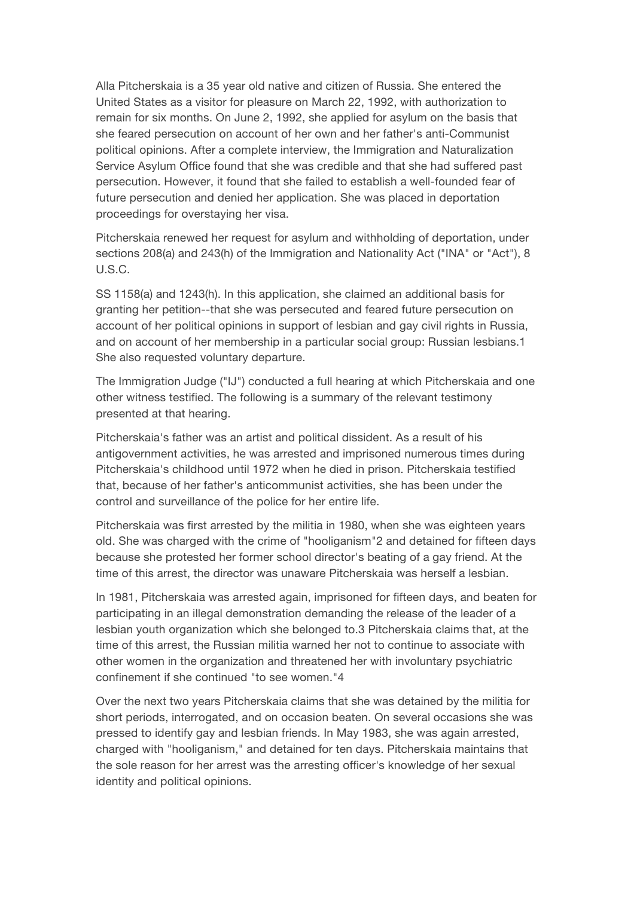Alla Pitcherskaia is a 35 year old native and citizen of Russia. She entered the United States as a visitor for pleasure on March 22, 1992, with authorization to remain for six months. On June 2, 1992, she applied for asylum on the basis that she feared persecution on account of her own and her father's anti-Communist political opinions. After a complete interview, the Immigration and Naturalization Service Asylum Office found that she was credible and that she had suffered past persecution. However, it found that she failed to establish a well-founded fear of future persecution and denied her application. She was placed in deportation proceedings for overstaying her visa.

Pitcherskaia renewed her request for asylum and withholding of deportation, under sections 208(a) and 243(h) of the Immigration and Nationality Act ("INA" or "Act"), 8 U.S.C.

SS 1158(a) and 1243(h). In this application, she claimed an additional basis for granting her petition--that she was persecuted and feared future persecution on account of her political opinions in support of lesbian and gay civil rights in Russia, and on account of her membership in a particular social group: Russian lesbians.1 She also requested voluntary departure.

The Immigration Judge ("IJ") conducted a full hearing at which Pitcherskaia and one other witness testified. The following is a summary of the relevant testimony presented at that hearing.

Pitcherskaia's father was an artist and political dissident. As a result of his antigovernment activities, he was arrested and imprisoned numerous times during Pitcherskaia's childhood until 1972 when he died in prison. Pitcherskaia testified that, because of her father's anticommunist activities, she has been under the control and surveillance of the police for her entire life.

Pitcherskaia was first arrested by the militia in 1980, when she was eighteen years old. She was charged with the crime of "hooliganism"2 and detained for fifteen days because she protested her former school director's beating of a gay friend. At the time of this arrest, the director was unaware Pitcherskaia was herself a lesbian.

In 1981, Pitcherskaia was arrested again, imprisoned for fifteen days, and beaten for participating in an illegal demonstration demanding the release of the leader of a lesbian youth organization which she belonged to.3 Pitcherskaia claims that, at the time of this arrest, the Russian militia warned her not to continue to associate with other women in the organization and threatened her with involuntary psychiatric confinement if she continued "to see women."4

Over the next two years Pitcherskaia claims that she was detained by the militia for short periods, interrogated, and on occasion beaten. On several occasions she was pressed to identify gay and lesbian friends. In May 1983, she was again arrested, charged with "hooliganism," and detained for ten days. Pitcherskaia maintains that the sole reason for her arrest was the arresting officer's knowledge of her sexual identity and political opinions.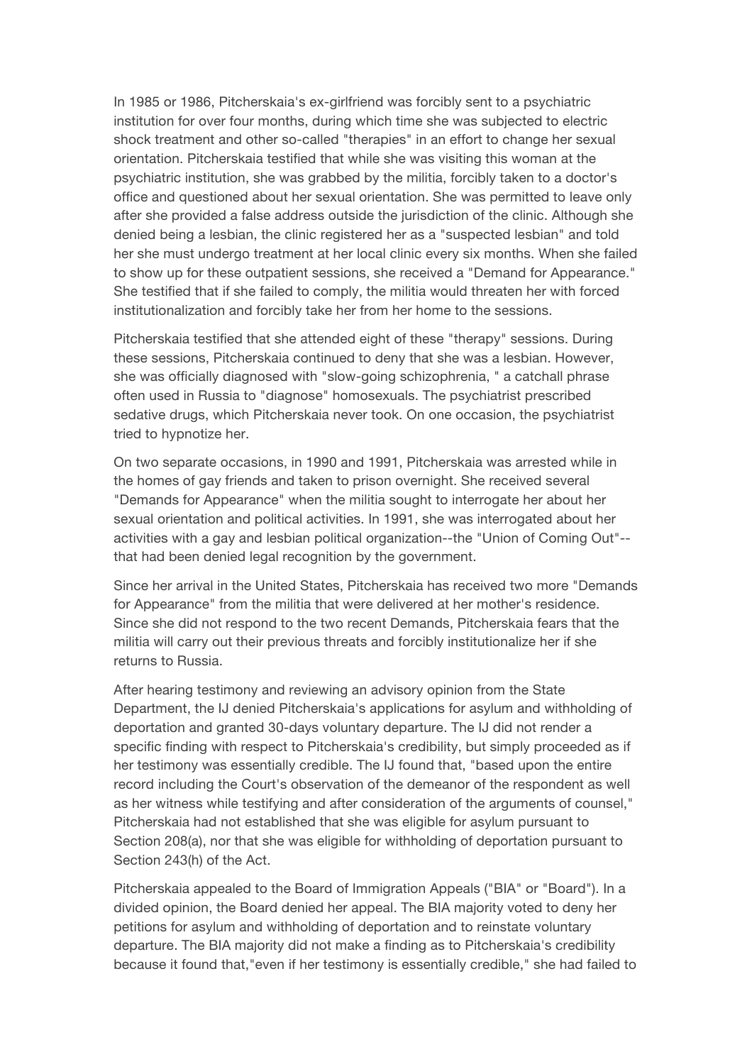In 1985 or 1986, Pitcherskaia's ex-girlfriend was forcibly sent to a psychiatric institution for over four months, during which time she was subjected to electric shock treatment and other so-called "therapies" in an effort to change her sexual orientation. Pitcherskaia testified that while she was visiting this woman at the psychiatric institution, she was grabbed by the militia, forcibly taken to a doctor's office and questioned about her sexual orientation. She was permitted to leave only after she provided a false address outside the jurisdiction of the clinic. Although she denied being a lesbian, the clinic registered her as a "suspected lesbian" and told her she must undergo treatment at her local clinic every six months. When she failed to show up for these outpatient sessions, she received a "Demand for Appearance." She testified that if she failed to comply, the militia would threaten her with forced institutionalization and forcibly take her from her home to the sessions.

Pitcherskaia testified that she attended eight of these "therapy" sessions. During these sessions, Pitcherskaia continued to deny that she was a lesbian. However, she was officially diagnosed with "slow-going schizophrenia, " a catchall phrase often used in Russia to "diagnose" homosexuals. The psychiatrist prescribed sedative drugs, which Pitcherskaia never took. On one occasion, the psychiatrist tried to hypnotize her.

On two separate occasions, in 1990 and 1991, Pitcherskaia was arrested while in the homes of gay friends and taken to prison overnight. She received several "Demands for Appearance" when the militia sought to interrogate her about her sexual orientation and political activities. In 1991, she was interrogated about her activities with a gay and lesbian political organization--the "Union of Coming Out"--that had been denied legal recognition by the government.

Since her arrival in the United States, Pitcherskaia has received two more "Demands for Appearance" from the militia that were delivered at her mother's residence. Since she did not respond to the two recent Demands, Pitcherskaia fears that the militia will carry out their previous threats and forcibly institutionalize her if she returns to Russia.

After hearing testimony and reviewing an advisory opinion from the State Department, the IJ denied Pitcherskaia's applications for asylum and withholding of deportation and granted 30-days voluntary departure. The IJ did not render a specific finding with respect to Pitcherskaia's credibility, but simply proceeded as if her testimony was essentially credible. The IJ found that, "based upon the entire record including the Court's observation of the demeanor of the respondent as well as her witness while testifying and after consideration of the arguments of counsel," Pitcherskaia had not established that she was eligible for asylum pursuant to Section 208(a), nor that she was eligible for withholding of deportation pursuant to Section 243(h) of the Act.

Pitcherskaia appealed to the Board of Immigration Appeals ("BIA" or "Board"). In a divided opinion, the Board denied her appeal. The BIA majority voted to deny her petitions for asylum and withholding of deportation and to reinstate voluntary departure. The BIA majority did not make a finding as to Pitcherskaia's credibility because it found that,"even if her testimony is essentially credible," she had failed to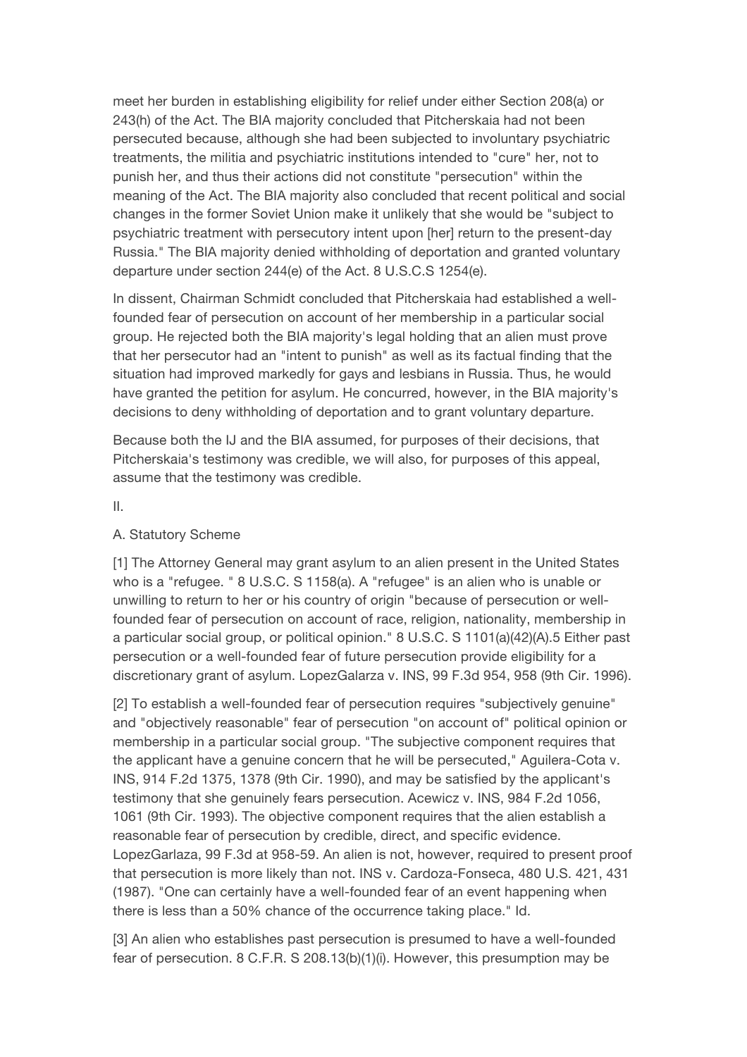meet her burden in establishing eligibility for relief under either Section 208(a) or 243(h) of the Act. The BIA majority concluded that Pitcherskaia had not been persecuted because, although she had been subjected to involuntary psychiatric treatments, the militia and psychiatric institutions intended to "cure" her, not to punish her, and thus their actions did not constitute "persecution" within the meaning of the Act. The BIA majority also concluded that recent political and social changes in the former Soviet Union make it unlikely that she would be "subject to psychiatric treatment with persecutory intent upon [her] return to the present-day Russia." The BIA majority denied withholding of deportation and granted voluntary departure under section 244(e) of the Act. 8 U.S.C.S 1254(e).

In dissent, Chairman Schmidt concluded that Pitcherskaia had established a well-founded fear of persecution on account of her membership in a particular social group. He rejected both the BIA majority's legal holding that an alien must prove that her persecutor had an "intent to punish" as well as its factual finding that the situation had improved markedly for gays and lesbians in Russia. Thus, he would have granted the petition for asylum. He concurred, however, in the BIA majority's decisions to deny withholding of deportation and to grant voluntary departure.

Because both the IJ and the BIA assumed, for purposes of their decisions, that Pitcherskaia's testimony was credible, we will also, for purposes of this appeal, assume that the testimony was credible.

II.

A. Statutory Scheme

[1] The Attorney General may grant asylum to an alien present in the United States who is a "refugee. " 8 U.S.C. S 1158(a). A "refugee" is an alien who is unable or unwilling to return to her or his country of origin "because of persecution or well-founded fear of persecution on account of race, religion, nationality, membership in a particular social group, or political opinion." 8 U.S.C. S 1101(a)(42)(A).5 Either past persecution or a well-founded fear of future persecution provide eligibility for a discretionary grant of asylum. LopezGalarza v. INS, 99 F.3d 954, 958 (9th Cir. 1996).

[2] To establish a well-founded fear of persecution requires "subjectively genuine" and "objectively reasonable" fear of persecution "on account of" political opinion or membership in a particular social group. "The subjective component requires that the applicant have a genuine concern that he will be persecuted," Aguilera-Cota v. INS, 914 F.2d 1375, 1378 (9th Cir. 1990), and may be satisfied by the applicant's testimony that she genuinely fears persecution. Acewicz v. INS, 984 F.2d 1056, 1061 (9th Cir. 1993). The objective component requires that the alien establish a reasonable fear of persecution by credible, direct, and specific evidence. LopezGarlaza, 99 F.3d at 958-59. An alien is not, however, required to present proof that persecution is more likely than not. INS v. Cardoza-Fonseca, 480 U.S. 421, 431 (1987). "One can certainly have a well-founded fear of an event happening when there is less than a 50% chance of the occurrence taking place." Id.

[3] An alien who establishes past persecution is presumed to have a well-founded fear of persecution. 8 C.F.R. S 208.13(b)(1)(i). However, this presumption may be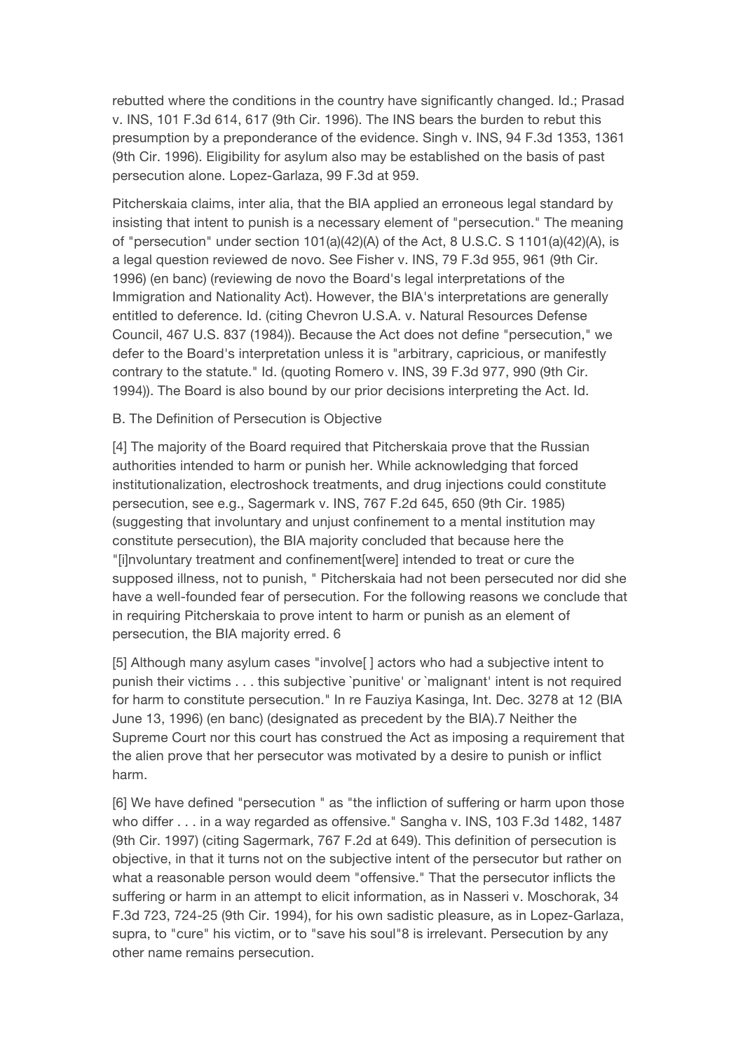rebutted where the conditions in the country have significantly changed. Id.; Prasad v. INS, 101 F.3d 614, 617 (9th Cir. 1996). The INS bears the burden to rebut this presumption by a preponderance of the evidence. Singh v. INS, 94 F.3d 1353, 1361 (9th Cir. 1996). Eligibility for asylum also may be established on the basis of past persecution alone. Lopez-Garlaza, 99 F.3d at 959.

Pitcherskaia claims, inter alia, that the BIA applied an erroneous legal standard by insisting that intent to punish is a necessary element of "persecution." The meaning of "persecution" under section 101(a)(42)(A) of the Act, 8 U.S.C. S 1101(a)(42)(A), is a legal question reviewed de novo. See Fisher v. INS, 79 F.3d 955, 961 (9th Cir. 1996) (en banc) (reviewing de novo the Board's legal interpretations of the Immigration and Nationality Act). However, the BIA's interpretations are generally entitled to deference. Id. (citing Chevron U.S.A. v. Natural Resources Defense Council, 467 U.S. 837 (1984)). Because the Act does not define "persecution," we defer to the Board's interpretation unless it is "arbitrary, capricious, or manifestly contrary to the statute." Id. (quoting Romero v. INS, 39 F.3d 977, 990 (9th Cir. 1994)). The Board is also bound by our prior decisions interpreting the Act. Id.

B. The Definition of Persecution is Objective

[4] The majority of the Board required that Pitcherskaia prove that the Russian authorities intended to harm or punish her. While acknowledging that forced institutionalization, electroshock treatments, and drug injections could constitute persecution, see e.g., Sagermark v. INS, 767 F.2d 645, 650 (9th Cir. 1985) (suggesting that involuntary and unjust confinement to a mental institution may constitute persecution), the BIA majority concluded that because here the "[i]nvoluntary treatment and confinement[were] intended to treat or cure the supposed illness, not to punish, " Pitcherskaia had not been persecuted nor did she have a well-founded fear of persecution. For the following reasons we conclude that in requiring Pitcherskaia to prove intent to harm or punish as an element of persecution, the BIA majority erred. 6

[5] Although many asylum cases "involve[ ] actors who had a subjective intent to punish their victims . . . this subjective `punitive' or `malignant' intent is not required for harm to constitute persecution." In re Fauziya Kasinga, Int. Dec. 3278 at 12 (BIA June 13, 1996) (en banc) (designated as precedent by the BIA).7 Neither the Supreme Court nor this court has construed the Act as imposing a requirement that the alien prove that her persecutor was motivated by a desire to punish or inflict harm.

[6] We have defined "persecution " as "the infliction of suffering or harm upon those who differ . . . in a way regarded as offensive." Sangha v. INS, 103 F.3d 1482, 1487 (9th Cir. 1997) (citing Sagermark, 767 F.2d at 649). This definition of persecution is objective, in that it turns not on the subjective intent of the persecutor but rather on what a reasonable person would deem "offensive." That the persecutor inflicts the suffering or harm in an attempt to elicit information, as in Nasseri v. Moschorak, 34 F.3d 723, 724-25 (9th Cir. 1994), for his own sadistic pleasure, as in Lopez-Garlaza, supra, to "cure" his victim, or to "save his soul"8 is irrelevant. Persecution by any other name remains persecution.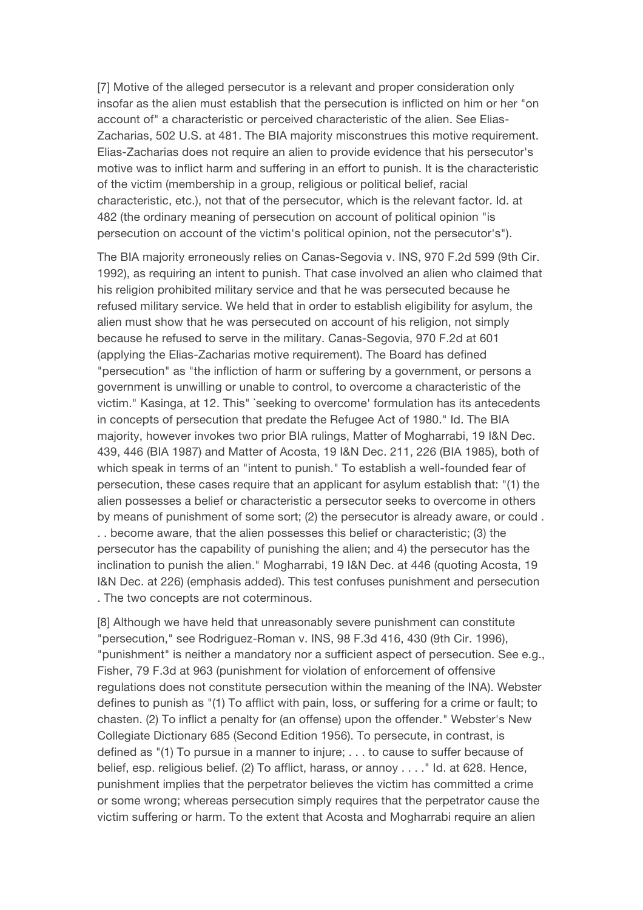[7] Motive of the alleged persecutor is a relevant and proper consideration only insofar as the alien must establish that the persecution is inflicted on him or her "on account of" a characteristic or perceived characteristic of the alien. See Elias-Zacharias, 502 U.S. at 481. The BIA majority misconstrues this motive requirement. Elias-Zacharias does not require an alien to provide evidence that his persecutor's motive was to inflict harm and suffering in an effort to punish. It is the characteristic of the victim (membership in a group, religious or political belief, racial characteristic, etc.), not that of the persecutor, which is the relevant factor. Id. at 482 (the ordinary meaning of persecution on account of political opinion "is persecution on account of the victim's political opinion, not the persecutor's").

The BIA majority erroneously relies on Canas-Segovia v. INS, 970 F.2d 599 (9th Cir. 1992), as requiring an intent to punish. That case involved an alien who claimed that his religion prohibited military service and that he was persecuted because he refused military service. We held that in order to establish eligibility for asylum, the alien must show that he was persecuted on account of his religion, not simply because he refused to serve in the military. Canas-Segovia, 970 F.2d at 601 (applying the Elias-Zacharias motive requirement). The Board has defined "persecution" as "the infliction of harm or suffering by a government, or persons a government is unwilling or unable to control, to overcome a characteristic of the victim." Kasinga, at 12. This" `seeking to overcome' formulation has its antecedents in concepts of persecution that predate the Refugee Act of 1980." Id. The BIA majority, however invokes two prior BIA rulings, Matter of Mogharrabi, 19 I&N Dec. 439, 446 (BIA 1987) and Matter of Acosta, 19 I&N Dec. 211, 226 (BIA 1985), both of which speak in terms of an "intent to punish." To establish a well-founded fear of persecution, these cases require that an applicant for asylum establish that: "(1) the alien possesses a belief or characteristic a persecutor seeks to overcome in others by means of punishment of some sort; (2) the persecutor is already aware, or could . . . become aware, that the alien possesses this belief or characteristic; (3) the persecutor has the capability of punishing the alien; and 4) the persecutor has the inclination to punish the alien." Mogharrabi, 19 I&N Dec. at 446 (quoting Acosta, 19 I&N Dec. at 226) (emphasis added). This test confuses punishment and persecution . The two concepts are not coterminous.

[8] Although we have held that unreasonably severe punishment can constitute "persecution," see Rodriguez-Roman v. INS, 98 F.3d 416, 430 (9th Cir. 1996), "punishment" is neither a mandatory nor a sufficient aspect of persecution. See e.g., Fisher, 79 F.3d at 963 (punishment for violation of enforcement of offensive regulations does not constitute persecution within the meaning of the INA). Webster defines to punish as "(1) To afflict with pain, loss, or suffering for a crime or fault; to chasten. (2) To inflict a penalty for (an offense) upon the offender." Webster's New Collegiate Dictionary 685 (Second Edition 1956). To persecute, in contrast, is defined as "(1) To pursue in a manner to injure; . . . to cause to suffer because of belief, esp. religious belief. (2) To afflict, harass, or annoy . . . ." Id. at 628. Hence, punishment implies that the perpetrator believes the victim has committed a crime or some wrong; whereas persecution simply requires that the perpetrator cause the victim suffering or harm. To the extent that Acosta and Mogharrabi require an alien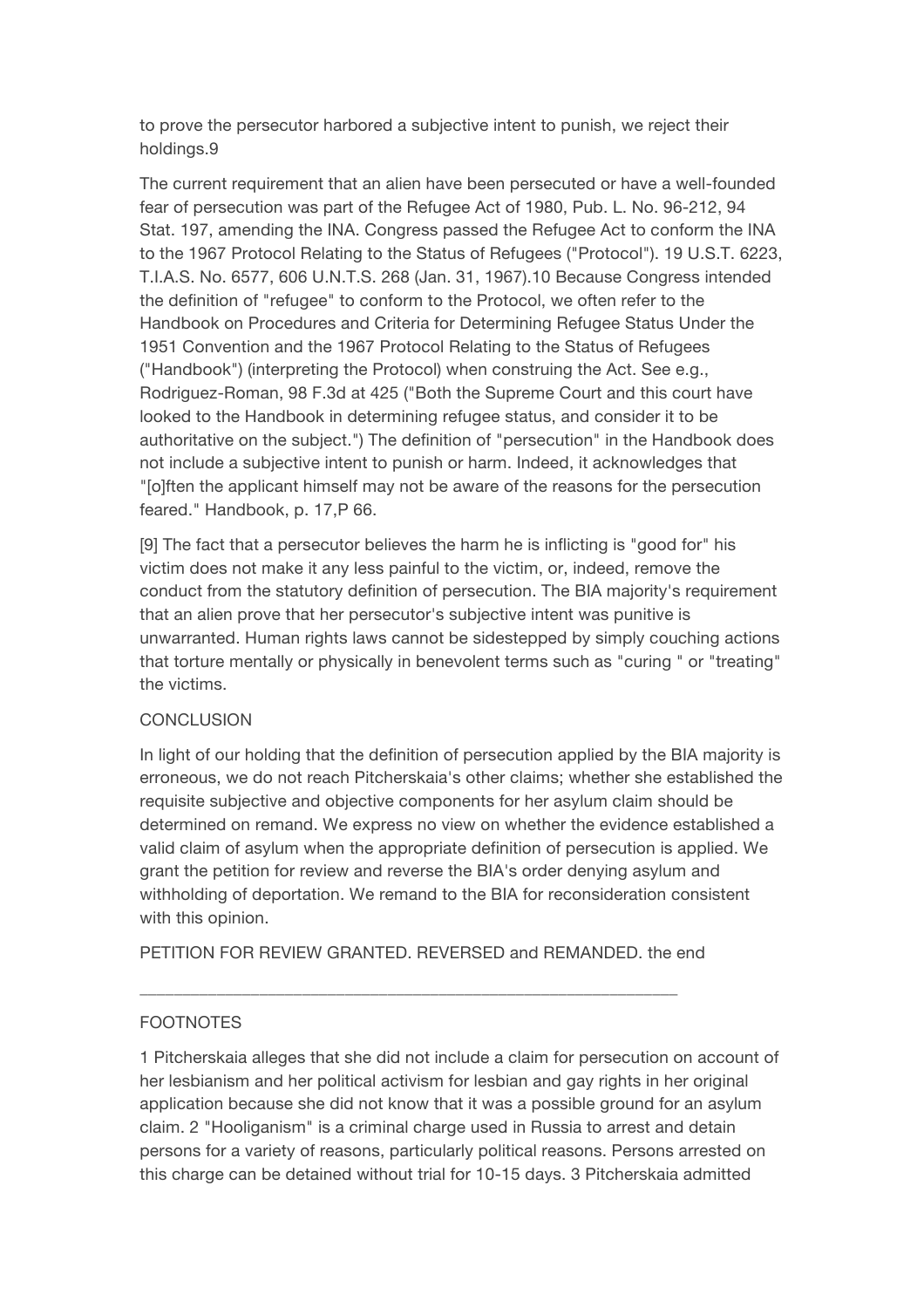to prove the persecutor harbored a subjective intent to punish, we reject their holdings.9

The current requirement that an alien have been persecuted or have a well-founded fear of persecution was part of the Refugee Act of 1980, Pub. L. No. 96-212, 94 Stat. 197, amending the INA. Congress passed the Refugee Act to conform the INA to the 1967 Protocol Relating to the Status of Refugees ("Protocol"). 19 U.S.T. 6223, T.I.A.S. No. 6577, 606 U.N.T.S. 268 (Jan. 31, 1967).10 Because Congress intended the definition of "refugee" to conform to the Protocol, we often refer to the Handbook on Procedures and Criteria for Determining Refugee Status Under the 1951 Convention and the 1967 Protocol Relating to the Status of Refugees ("Handbook") (interpreting the Protocol) when construing the Act. See e.g., Rodriguez-Roman, 98 F.3d at 425 ("Both the Supreme Court and this court have looked to the Handbook in determining refugee status, and consider it to be authoritative on the subject.") The definition of "persecution" in the Handbook does not include a subjective intent to punish or harm. Indeed, it acknowledges that "[o]ften the applicant himself may not be aware of the reasons for the persecution feared." Handbook, p. 17,P 66.

[9] The fact that a persecutor believes the harm he is inflicting is "good for" his victim does not make it any less painful to the victim, or, indeed, remove the conduct from the statutory definition of persecution. The BIA majority's requirement that an alien prove that her persecutor's subjective intent was punitive is unwarranted. Human rights laws cannot be sidestepped by simply couching actions that torture mentally or physically in benevolent terms such as "curing " or "treating" the victims.

## CONCLUSION

In light of our holding that the definition of persecution applied by the BIA majority is erroneous, we do not reach Pitcherskaia's other claims; whether she established the requisite subjective and objective components for her asylum claim should be determined on remand. We express no view on whether the evidence established a valid claim of asylum when the appropriate definition of persecution is applied. We grant the petition for review and reverse the BIA's order denying asylum and withholding of deportation. We remand to the BIA for reconsideration consistent with this opinion.

PETITION FOR REVIEW GRANTED. REVERSED and REMANDED. the end

---

## FOOTNOTES

1 Pitcherskaia alleges that she did not include a claim for persecution on account of her lesbianism and her political activism for lesbian and gay rights in her original application because she did not know that it was a possible ground for an asylum claim. 2 "Hooliganism" is a criminal charge used in Russia to arrest and detain persons for a variety of reasons, particularly political reasons. Persons arrested on this charge can be detained without trial for 10-15 days. 3 Pitcherskaia admitted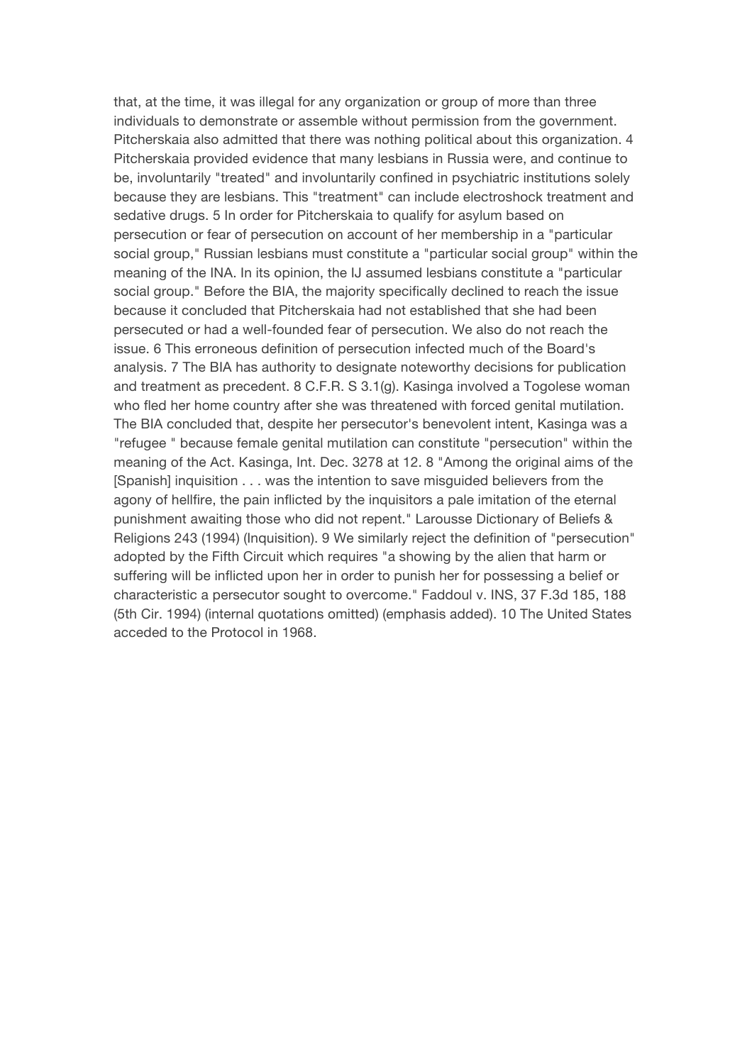that, at the time, it was illegal for any organization or group of more than three individuals to demonstrate or assemble without permission from the government. Pitcherskaia also admitted that there was nothing political about this organization. 4 Pitcherskaia provided evidence that many lesbians in Russia were, and continue to be, involuntarily "treated" and involuntarily confined in psychiatric institutions solely because they are lesbians. This "treatment" can include electroshock treatment and sedative drugs. 5 In order for Pitcherskaia to qualify for asylum based on persecution or fear of persecution on account of her membership in a "particular social group," Russian lesbians must constitute a "particular social group" within the meaning of the INA. In its opinion, the IJ assumed lesbians constitute a "particular social group." Before the BIA, the majority specifically declined to reach the issue because it concluded that Pitcherskaia had not established that she had been persecuted or had a well-founded fear of persecution. We also do not reach the issue. 6 This erroneous definition of persecution infected much of the Board's analysis. 7 The BIA has authority to designate noteworthy decisions for publication and treatment as precedent. 8 C.F.R. S 3.1(g). Kasinga involved a Togolese woman who fled her home country after she was threatened with forced genital mutilation. The BIA concluded that, despite her persecutor's benevolent intent, Kasinga was a "refugee " because female genital mutilation can constitute "persecution" within the meaning of the Act. Kasinga, Int. Dec. 3278 at 12. 8 "Among the original aims of the [Spanish] inquisition . . . was the intention to save misguided believers from the agony of hellfire, the pain inflicted by the inquisitors a pale imitation of the eternal punishment awaiting those who did not repent." Larousse Dictionary of Beliefs & Religions 243 (1994) (Inquisition). 9 We similarly reject the definition of "persecution" adopted by the Fifth Circuit which requires "a showing by the alien that harm or suffering will be inflicted upon her in order to punish her for possessing a belief or characteristic a persecutor sought to overcome." Faddoul v. INS, 37 F.3d 185, 188 (5th Cir. 1994) (internal quotations omitted) (emphasis added). 10 The United States acceded to the Protocol in 1968.